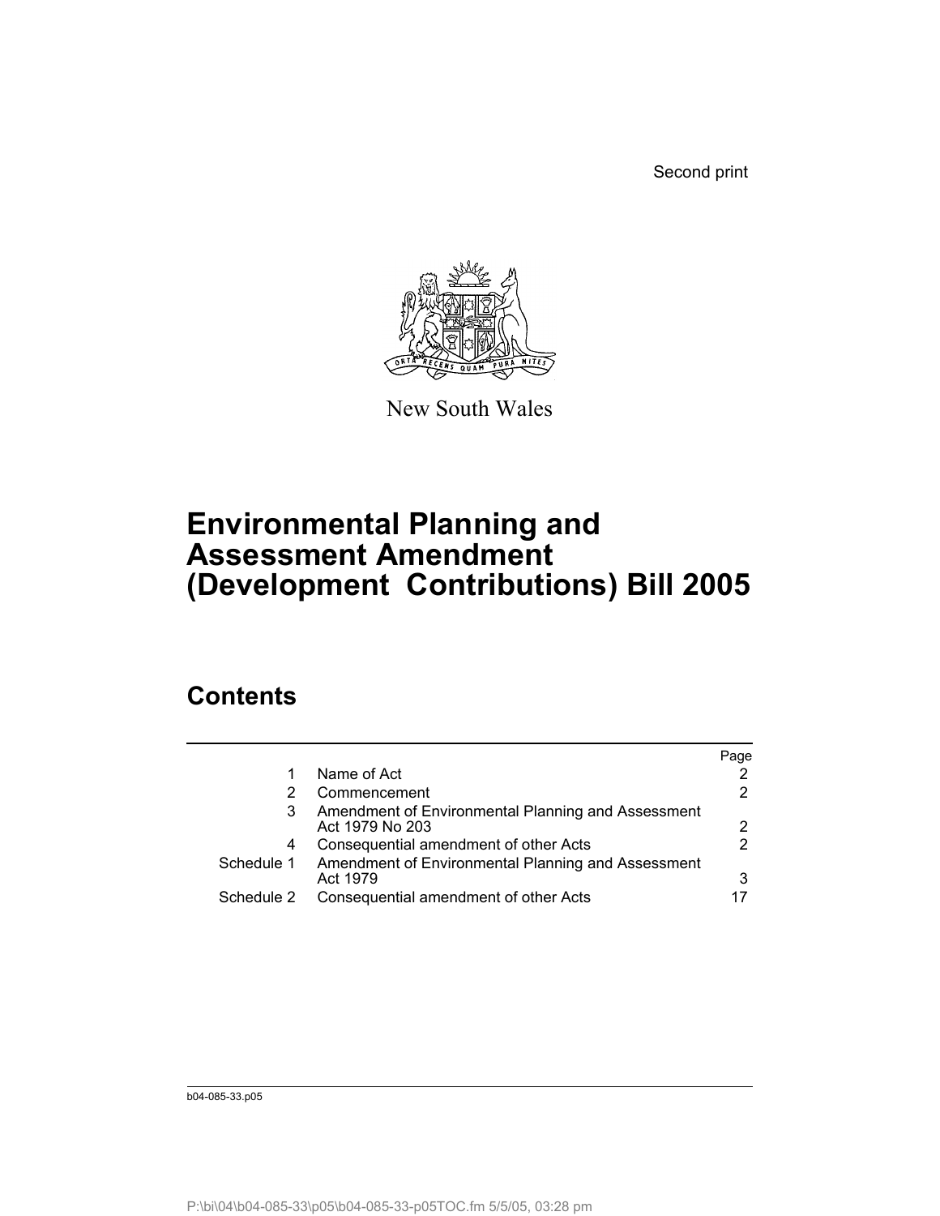Second print

New South Wales

# Environmental Planning and Assessment Amendment (Development Contributions) Bill 2005

## Contents

| | | Page |
|---|---|---|
| 1 | Name of Act | 2 |
| 2 | Commencement | 2 |
| 3 | Amendment of Environmental Planning and Assessment Act 1979 No 203 | 2 |
| 4 | Consequential amendment of other Acts | 2 |
| Schedule 1 | Amendment of Environmental Planning and Assessment Act 1979 | 3 |
| Schedule 2 | Consequential amendment of other Acts | 17 |

b04-085-33.p05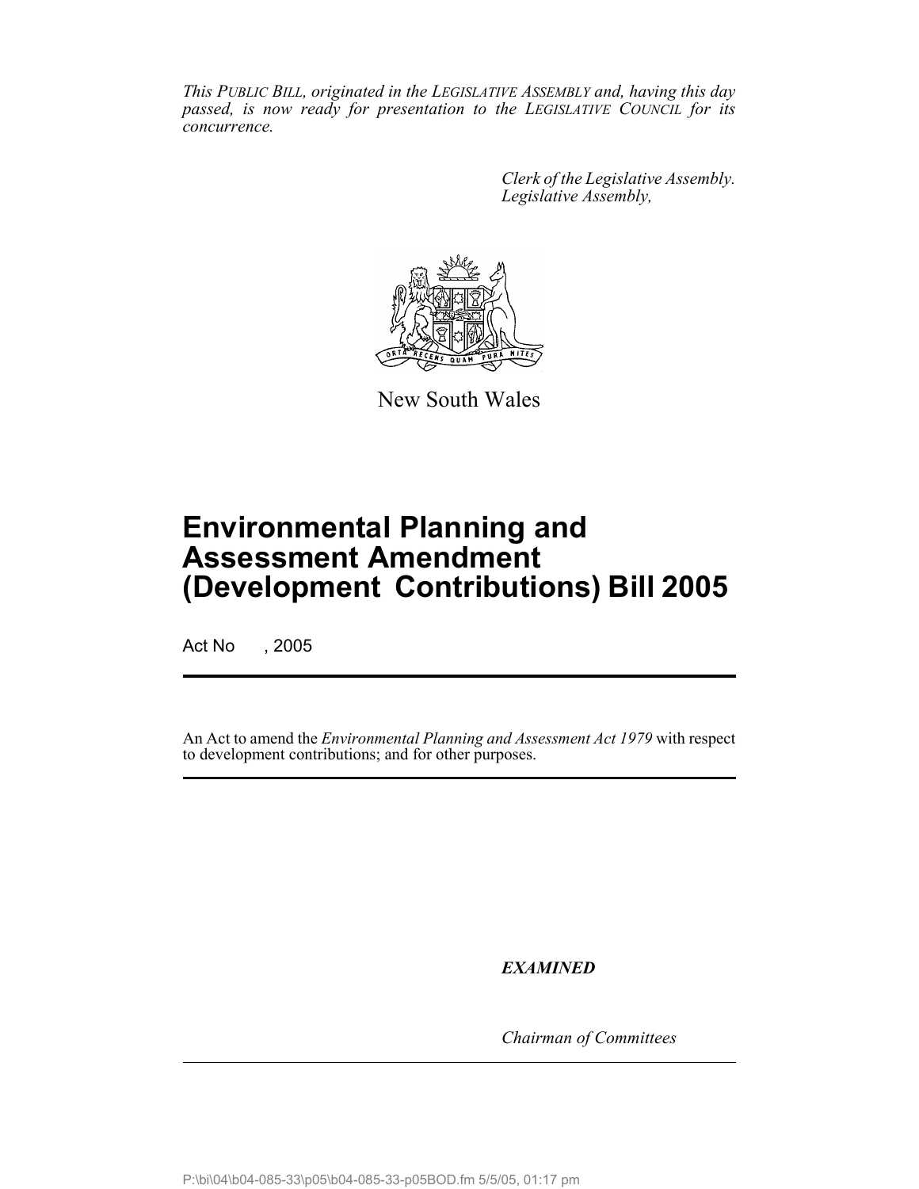*This PUBLIC BILL, originated in the LEGISLATIVE ASSEMBLY and, having this day passed, is now ready for presentation to the LEGISLATIVE COUNCIL for its concurrence.*

*Clerk of the Legislative Assembly.*
*Legislative Assembly,*

New South Wales

# Environmental Planning and Assessment Amendment (Development Contributions) Bill 2005

Act No , 2005

An Act to amend the *Environmental Planning and Assessment Act 1979* with respect to development contributions; and for other purposes.

***EXAMINED***

*Chairman of Committees*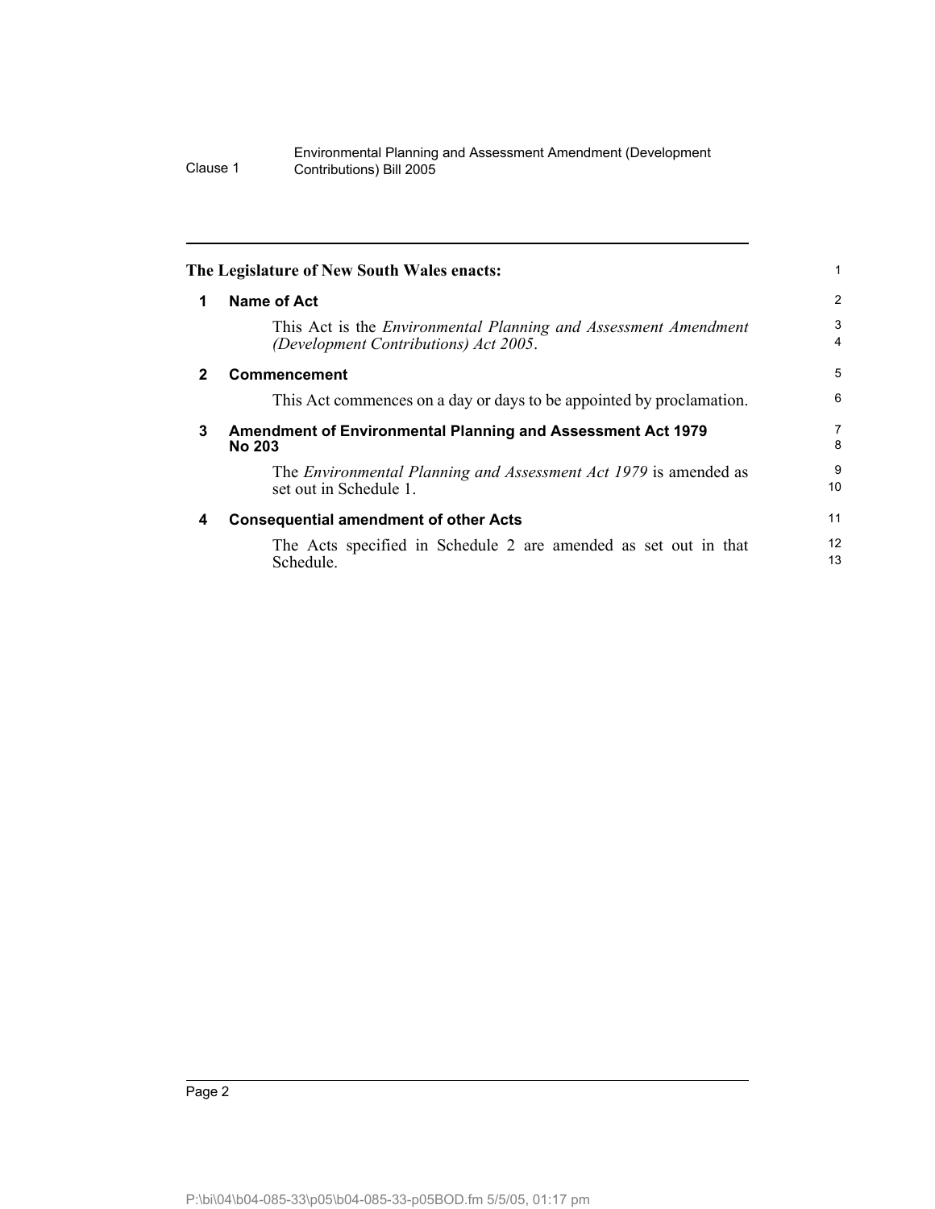**The Legislature of New South Wales enacts:**

## 1 Name of Act

This Act is the *Environmental Planning and Assessment Amendment (Development Contributions) Act 2005*.

## 2 Commencement

This Act commences on a day or days to be appointed by proclamation.

## 3 Amendment of Environmental Planning and Assessment Act 1979 No 203

The *Environmental Planning and Assessment Act 1979* is amended as set out in Schedule 1.

## 4 Consequential amendment of other Acts

The Acts specified in Schedule 2 are amended as set out in that Schedule.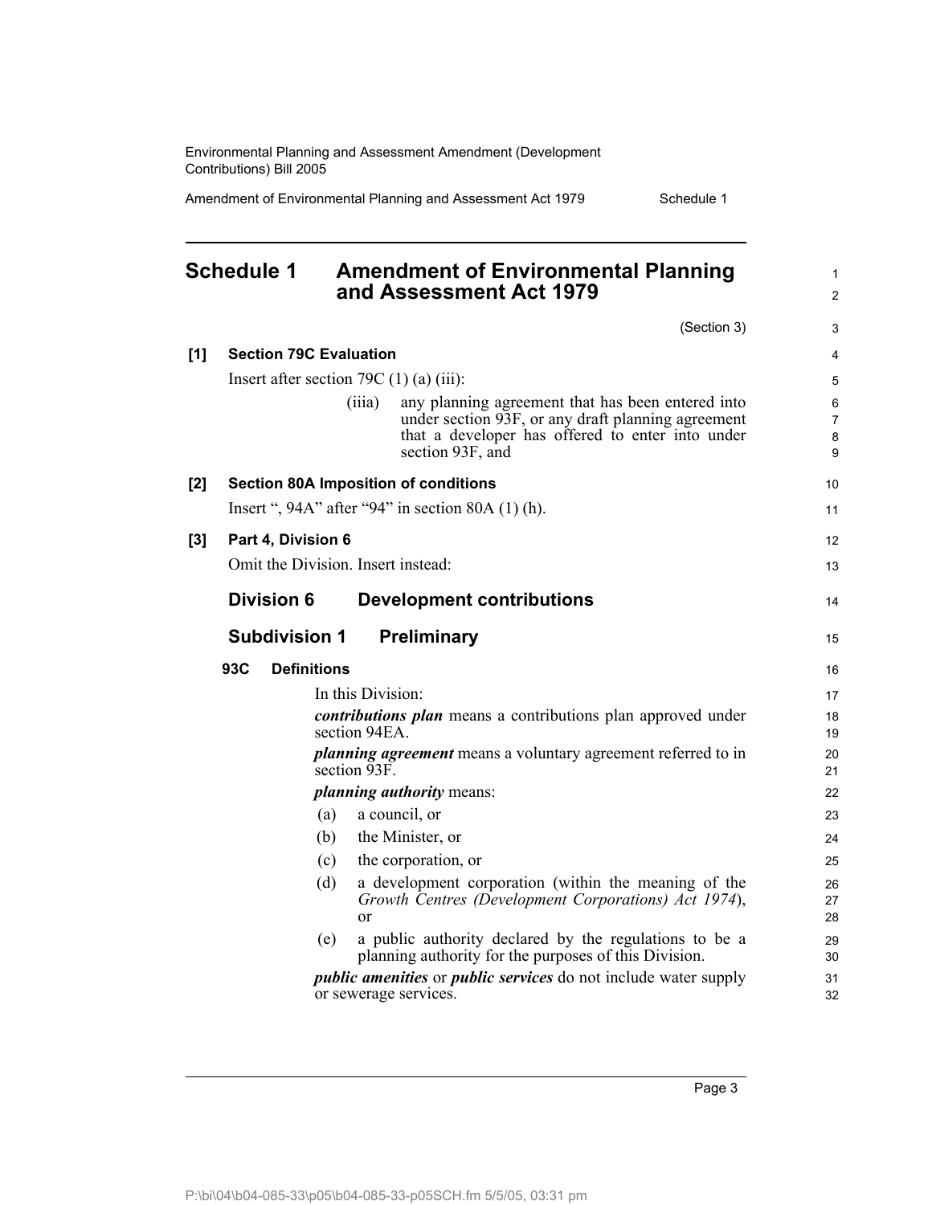# Schedule 1 Amendment of Environmental Planning and Assessment Act 1979

(Section 3)

**[1] Section 79C Evaluation**

Insert after section 79C (1) (a) (iii):

> (iiia) any planning agreement that has been entered into under section 93F, or any draft planning agreement that a developer has offered to enter into under section 93F, and

**[2] Section 80A Imposition of conditions**

Insert ", 94A" after "94" in section 80A (1) (h).

**[3] Part 4, Division 6**

Omit the Division. Insert instead:

## Division 6 Development contributions

### Subdivision 1 Preliminary

**93C Definitions**

In this Division:

***contributions plan*** means a contributions plan approved under section 94EA.

***planning agreement*** means a voluntary agreement referred to in section 93F.

***planning authority*** means:

(a) a council, or

(b) the Minister, or

(c) the corporation, or

(d) a development corporation (within the meaning of the *Growth Centres (Development Corporations) Act 1974*), or

(e) a public authority declared by the regulations to be a planning authority for the purposes of this Division.

***public amenities*** or ***public services*** do not include water supply or sewerage services.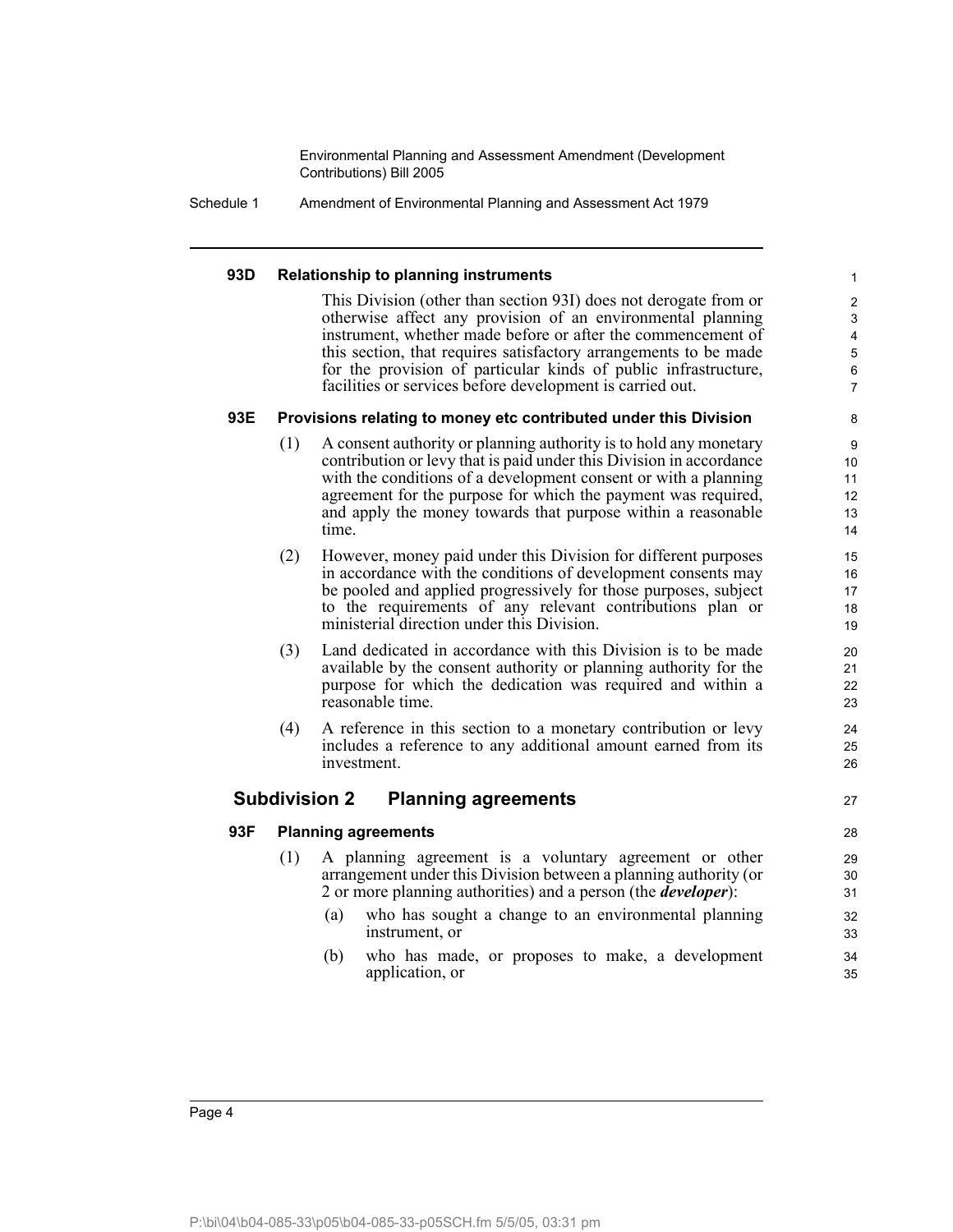#### 93D Relationship to planning instruments

This Division (other than section 93I) does not derogate from or otherwise affect any provision of an environmental planning instrument, whether made before or after the commencement of this section, that requires satisfactory arrangements to be made for the provision of particular kinds of public infrastructure, facilities or services before development is carried out.

#### 93E Provisions relating to money etc contributed under this Division

(1) A consent authority or planning authority is to hold any monetary contribution or levy that is paid under this Division in accordance with the conditions of a development consent or with a planning agreement for the purpose for which the payment was required, and apply the money towards that purpose within a reasonable time.

(2) However, money paid under this Division for different purposes in accordance with the conditions of development consents may be pooled and applied progressively for those purposes, subject to the requirements of any relevant contributions plan or ministerial direction under this Division.

(3) Land dedicated in accordance with this Division is to be made available by the consent authority or planning authority for the purpose for which the dedication was required and within a reasonable time.

(4) A reference in this section to a monetary contribution or levy includes a reference to any additional amount earned from its investment.

### Subdivision 2 Planning agreements

#### 93F Planning agreements

(1) A planning agreement is a voluntary agreement or other arrangement under this Division between a planning authority (or 2 or more planning authorities) and a person (the ***developer***):

(a) who has sought a change to an environmental planning instrument, or

(b) who has made, or proposes to make, a development application, or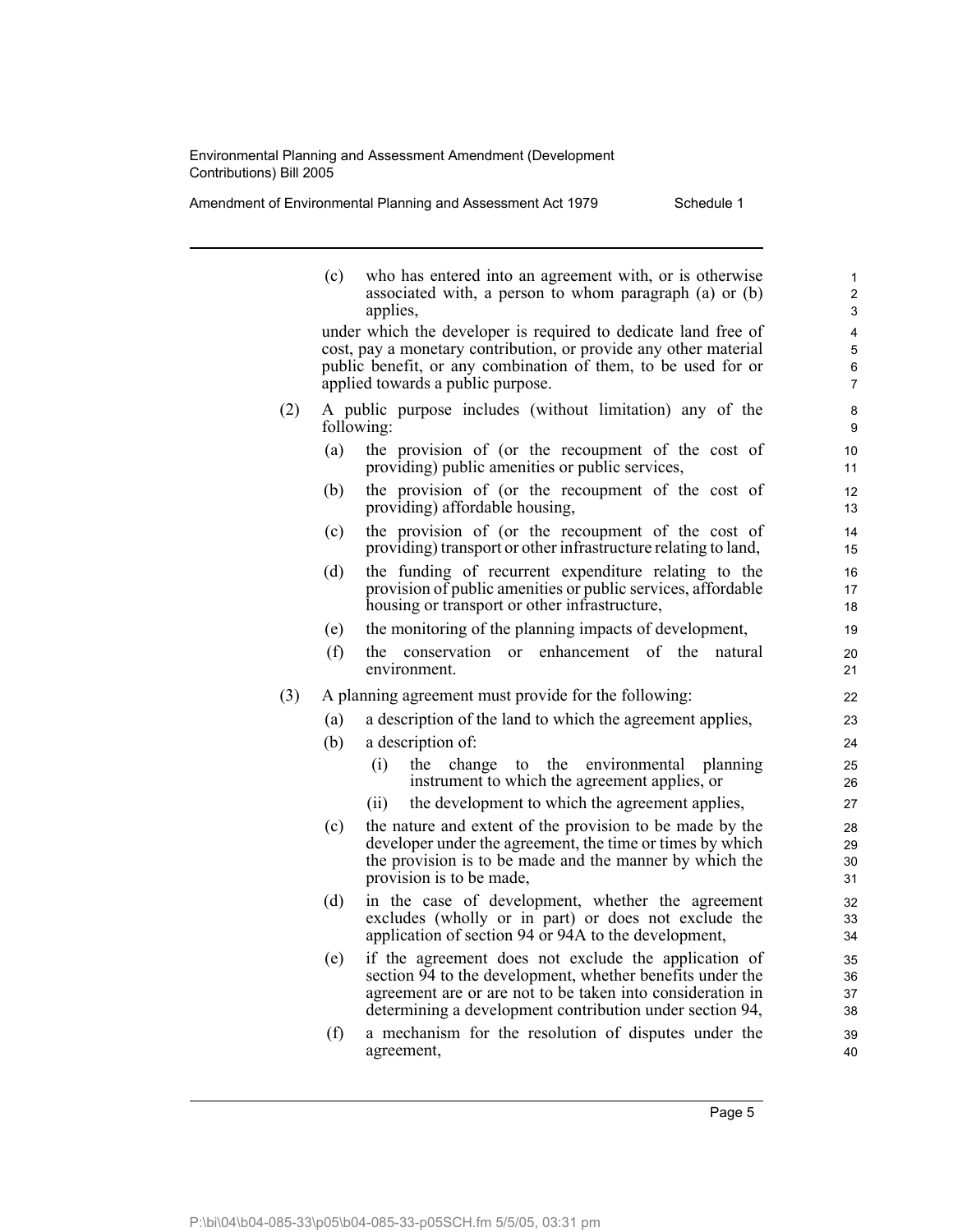(c) who has entered into an agreement with, or is otherwise associated with, a person to whom paragraph (a) or (b) applies,

under which the developer is required to dedicate land free of cost, pay a monetary contribution, or provide any other material public benefit, or any combination of them, to be used for or applied towards a public purpose.

(2) A public purpose includes (without limitation) any of the following:

(a) the provision of (or the recoupment of the cost of providing) public amenities or public services,

(b) the provision of (or the recoupment of the cost of providing) affordable housing,

(c) the provision of (or the recoupment of the cost of providing) transport or other infrastructure relating to land,

(d) the funding of recurrent expenditure relating to the provision of public amenities or public services, affordable housing or transport or other infrastructure,

(e) the monitoring of the planning impacts of development,

(f) the conservation or enhancement of the natural environment.

(3) A planning agreement must provide for the following:

(a) a description of the land to which the agreement applies,

(b) a description of:

(i) the change to the environmental planning instrument to which the agreement applies, or

(ii) the development to which the agreement applies,

(c) the nature and extent of the provision to be made by the developer under the agreement, the time or times by which the provision is to be made and the manner by which the provision is to be made,

(d) in the case of development, whether the agreement excludes (wholly or in part) or does not exclude the application of section 94 or 94A to the development,

(e) if the agreement does not exclude the application of section 94 to the development, whether benefits under the agreement are or are not to be taken into consideration in determining a development contribution under section 94,

(f) a mechanism for the resolution of disputes under the agreement,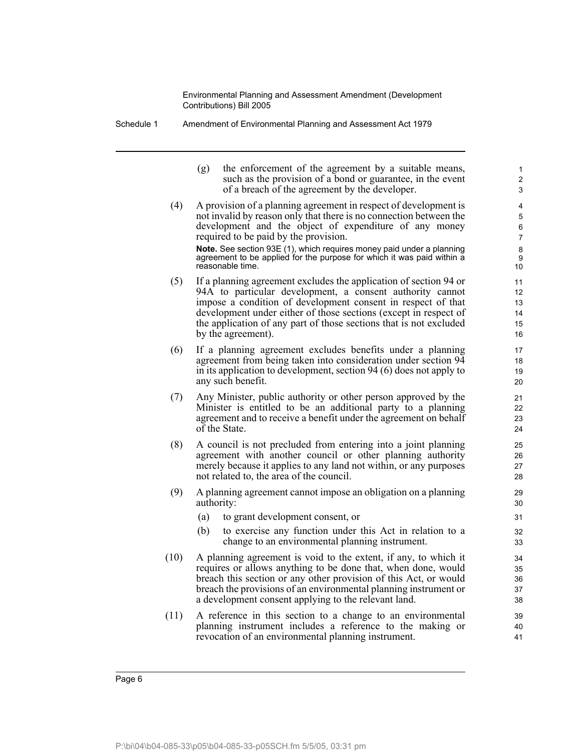(g) the enforcement of the agreement by a suitable means, such as the provision of a bond or guarantee, in the event of a breach of the agreement by the developer.

(4) A provision of a planning agreement in respect of development is not invalid by reason only that there is no connection between the development and the object of expenditure of any money required to be paid by the provision.

**Note.** See section 93E (1), which requires money paid under a planning agreement to be applied for the purpose for which it was paid within a reasonable time.

(5) If a planning agreement excludes the application of section 94 or 94A to particular development, a consent authority cannot impose a condition of development consent in respect of that development under either of those sections (except in respect of the application of any part of those sections that is not excluded by the agreement).

(6) If a planning agreement excludes benefits under a planning agreement from being taken into consideration under section 94 in its application to development, section 94 (6) does not apply to any such benefit.

(7) Any Minister, public authority or other person approved by the Minister is entitled to be an additional party to a planning agreement and to receive a benefit under the agreement on behalf of the State.

(8) A council is not precluded from entering into a joint planning agreement with another council or other planning authority merely because it applies to any land not within, or any purposes not related to, the area of the council.

(9) A planning agreement cannot impose an obligation on a planning authority:

(a) to grant development consent, or

(b) to exercise any function under this Act in relation to a change to an environmental planning instrument.

(10) A planning agreement is void to the extent, if any, to which it requires or allows anything to be done that, when done, would breach this section or any other provision of this Act, or would breach the provisions of an environmental planning instrument or a development consent applying to the relevant land.

(11) A reference in this section to a change to an environmental planning instrument includes a reference to the making or revocation of an environmental planning instrument.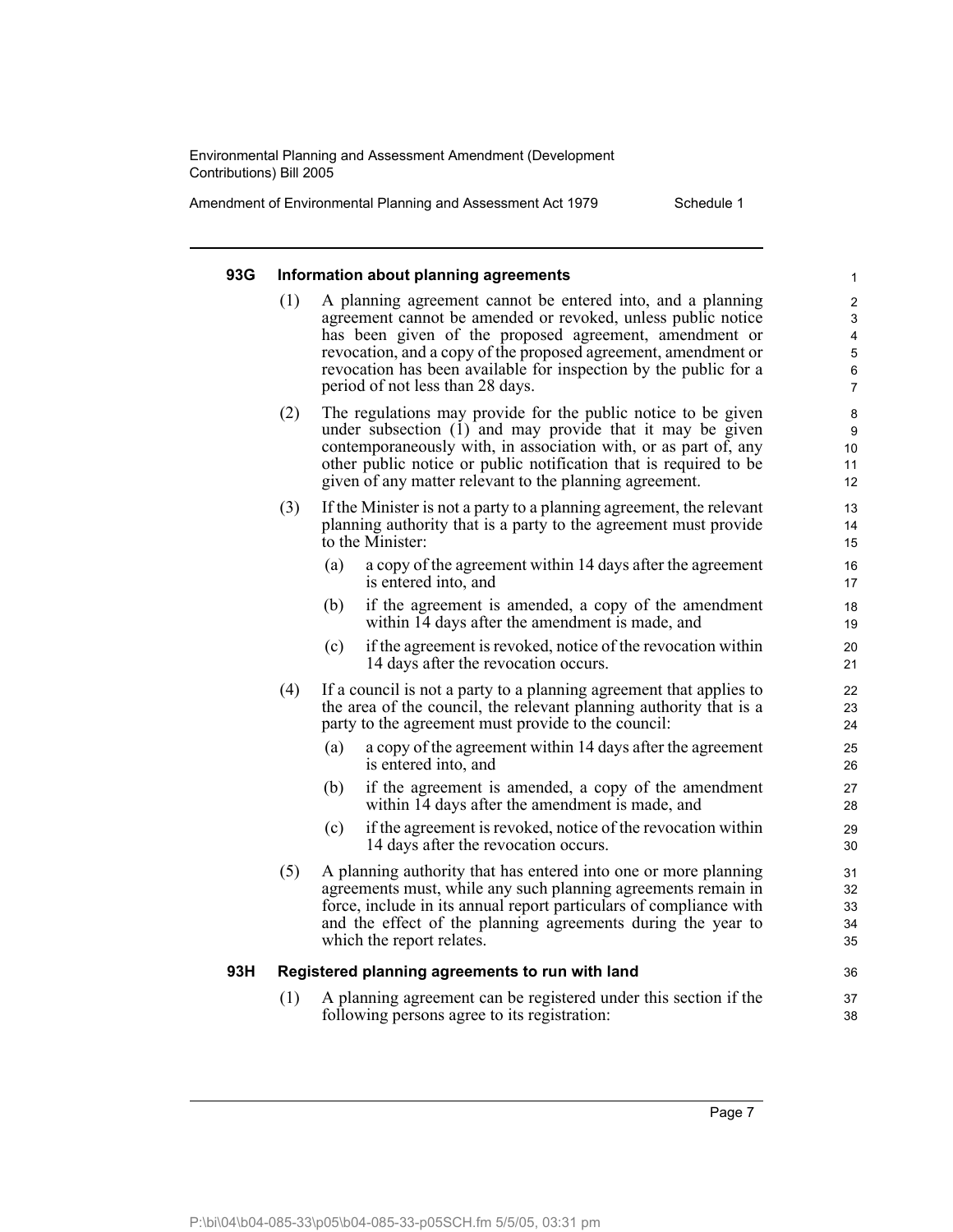### 93G Information about planning agreements

(1) A planning agreement cannot be entered into, and a planning agreement cannot be amended or revoked, unless public notice has been given of the proposed agreement, amendment or revocation, and a copy of the proposed agreement, amendment or revocation has been available for inspection by the public for a period of not less than 28 days.

(2) The regulations may provide for the public notice to be given under subsection (1) and may provide that it may be given contemporaneously with, in association with, or as part of, any other public notice or public notification that is required to be given of any matter relevant to the planning agreement.

(3) If the Minister is not a party to a planning agreement, the relevant planning authority that is a party to the agreement must provide to the Minister:

- (a) a copy of the agreement within 14 days after the agreement is entered into, and
- (b) if the agreement is amended, a copy of the amendment within 14 days after the amendment is made, and
- (c) if the agreement is revoked, notice of the revocation within 14 days after the revocation occurs.

(4) If a council is not a party to a planning agreement that applies to the area of the council, the relevant planning authority that is a party to the agreement must provide to the council:

- (a) a copy of the agreement within 14 days after the agreement is entered into, and
- (b) if the agreement is amended, a copy of the amendment within 14 days after the amendment is made, and
- (c) if the agreement is revoked, notice of the revocation within 14 days after the revocation occurs.

(5) A planning authority that has entered into one or more planning agreements must, while any such planning agreements remain in force, include in its annual report particulars of compliance with and the effect of the planning agreements during the year to which the report relates.

### 93H Registered planning agreements to run with land

(1) A planning agreement can be registered under this section if the following persons agree to its registration: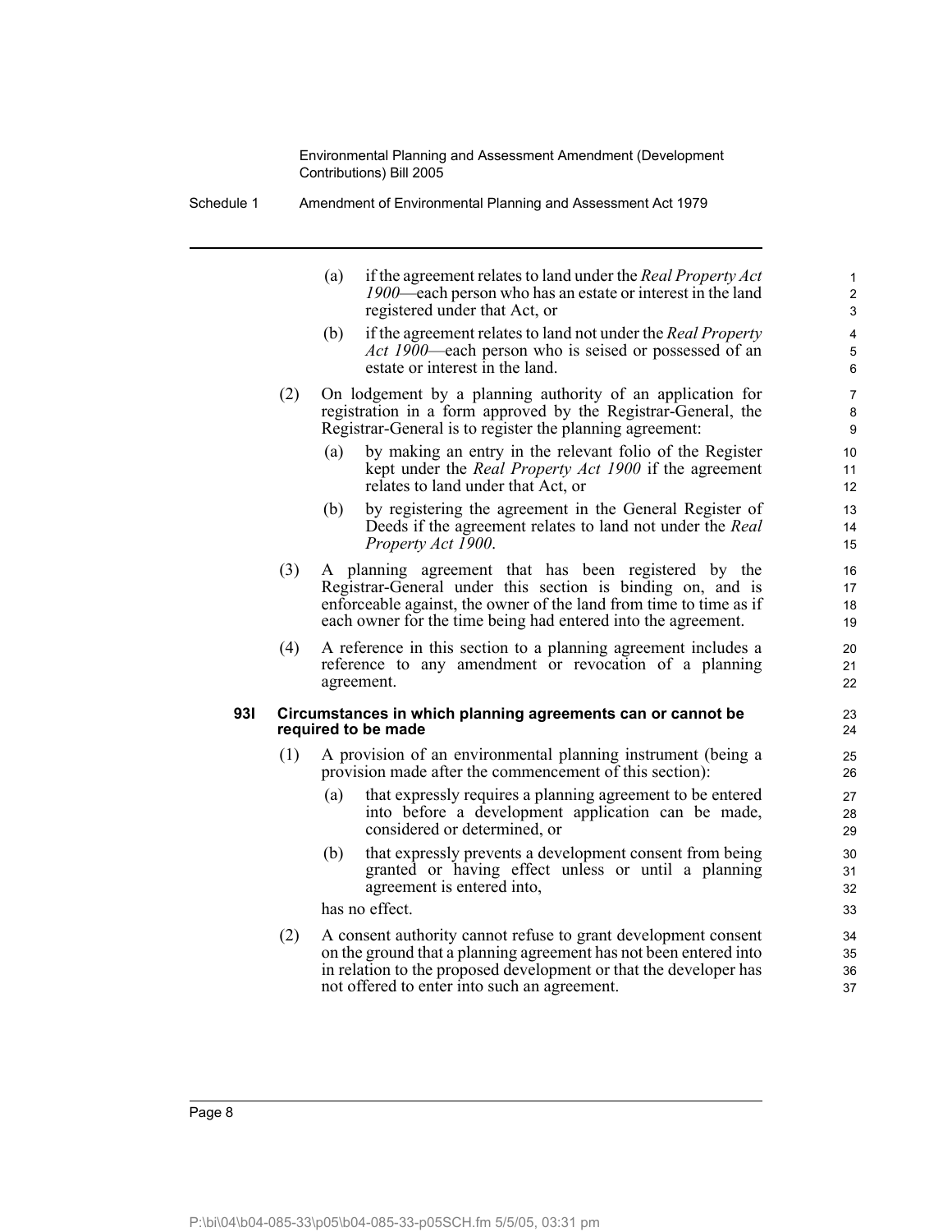(a) if the agreement relates to land under the *Real Property Act 1900*—each person who has an estate or interest in the land registered under that Act, or

(b) if the agreement relates to land not under the *Real Property Act 1900*—each person who is seised or possessed of an estate or interest in the land.

(2) On lodgement by a planning authority of an application for registration in a form approved by the Registrar-General, the Registrar-General is to register the planning agreement:

(a) by making an entry in the relevant folio of the Register kept under the *Real Property Act 1900* if the agreement relates to land under that Act, or

(b) by registering the agreement in the General Register of Deeds if the agreement relates to land not under the *Real Property Act 1900*.

(3) A planning agreement that has been registered by the Registrar-General under this section is binding on, and is enforceable against, the owner of the land from time to time as if each owner for the time being had entered into the agreement.

(4) A reference in this section to a planning agreement includes a reference to any amendment or revocation of a planning agreement.

**93I Circumstances in which planning agreements can or cannot be required to be made**

(1) A provision of an environmental planning instrument (being a provision made after the commencement of this section):

(a) that expressly requires a planning agreement to be entered into before a development application can be made, considered or determined, or

(b) that expressly prevents a development consent from being granted or having effect unless or until a planning agreement is entered into,

has no effect.

(2) A consent authority cannot refuse to grant development consent on the ground that a planning agreement has not been entered into in relation to the proposed development or that the developer has not offered to enter into such an agreement.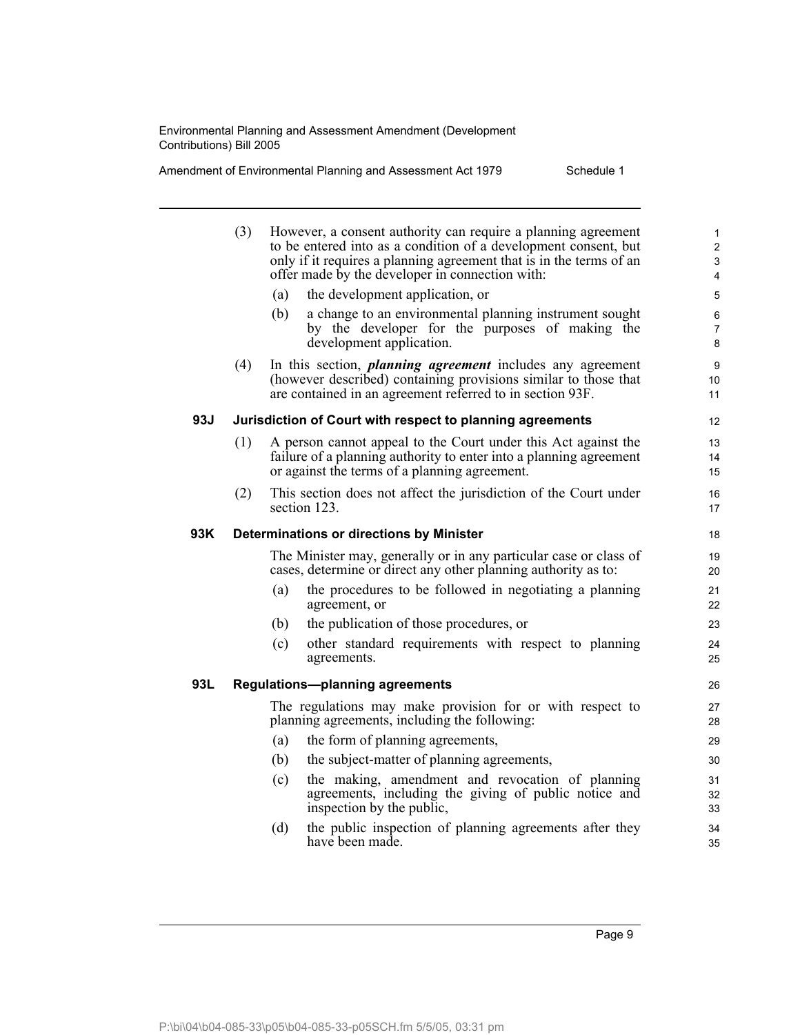(3) However, a consent authority can require a planning agreement to be entered into as a condition of a development consent, but only if it requires a planning agreement that is in the terms of an offer made by the developer in connection with:

(a) the development application, or

(b) a change to an environmental planning instrument sought by the developer for the purposes of making the development application.

(4) In this section, ***planning agreement*** includes any agreement (however described) containing provisions similar to those that are contained in an agreement referred to in section 93F.

### 93J Jurisdiction of Court with respect to planning agreements

(1) A person cannot appeal to the Court under this Act against the failure of a planning authority to enter into a planning agreement or against the terms of a planning agreement.

(2) This section does not affect the jurisdiction of the Court under section 123.

### 93K Determinations or directions by Minister

The Minister may, generally or in any particular case or class of cases, determine or direct any other planning authority as to:

(a) the procedures to be followed in negotiating a planning agreement, or

(b) the publication of those procedures, or

(c) other standard requirements with respect to planning agreements.

### 93L Regulations—planning agreements

The regulations may make provision for or with respect to planning agreements, including the following:

(a) the form of planning agreements,

(b) the subject-matter of planning agreements,

(c) the making, amendment and revocation of planning agreements, including the giving of public notice and inspection by the public,

(d) the public inspection of planning agreements after they have been made.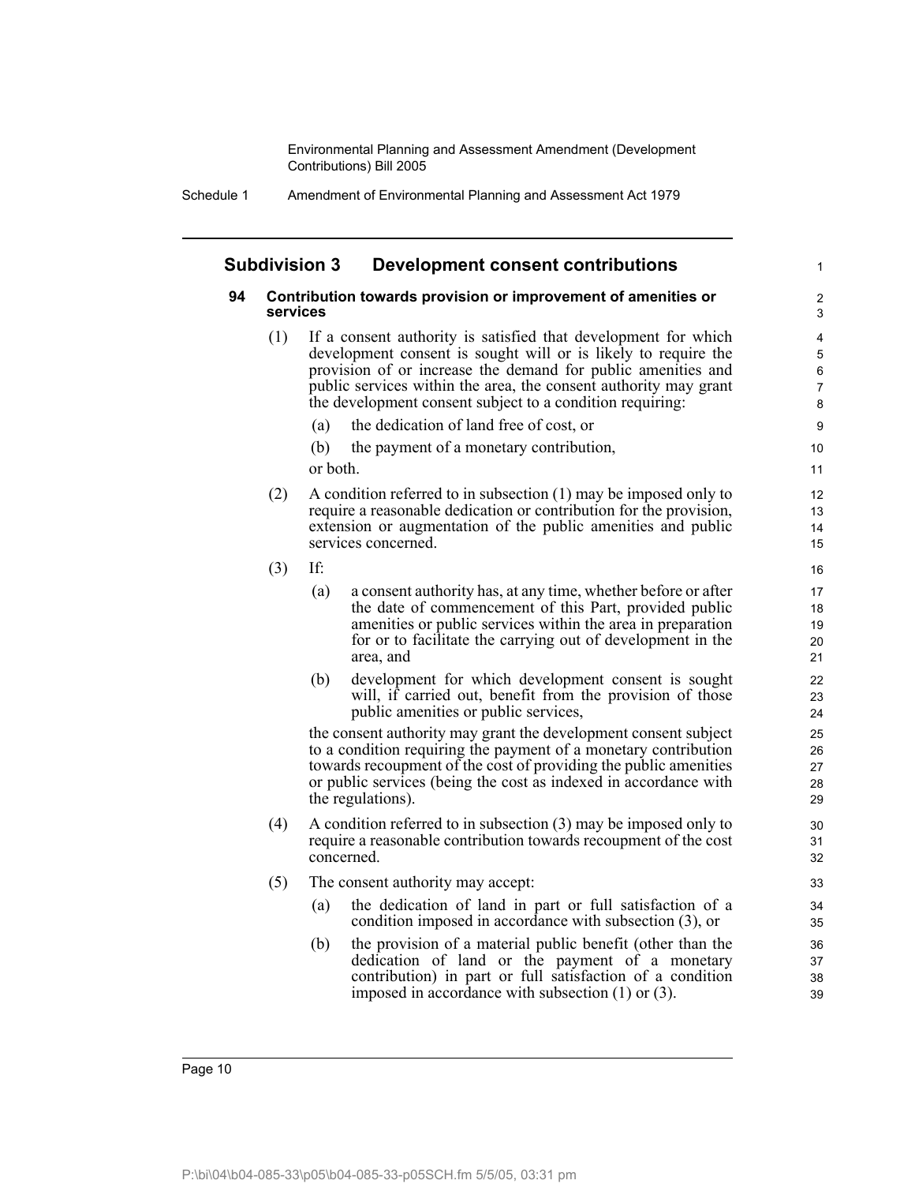## Subdivision 3 Development consent contributions

### 94 Contribution towards provision or improvement of amenities or services

(1) If a consent authority is satisfied that development for which development consent is sought will or is likely to require the provision of or increase the demand for public amenities and public services within the area, the consent authority may grant the development consent subject to a condition requiring:

(a) the dedication of land free of cost, or

(b) the payment of a monetary contribution,

or both.

(2) A condition referred to in subsection (1) may be imposed only to require a reasonable dedication or contribution for the provision, extension or augmentation of the public amenities and public services concerned.

(3) If:

(a) a consent authority has, at any time, whether before or after the date of commencement of this Part, provided public amenities or public services within the area in preparation for or to facilitate the carrying out of development in the area, and

(b) development for which development consent is sought will, if carried out, benefit from the provision of those public amenities or public services,

the consent authority may grant the development consent subject to a condition requiring the payment of a monetary contribution towards recoupment of the cost of providing the public amenities or public services (being the cost as indexed in accordance with the regulations).

(4) A condition referred to in subsection (3) may be imposed only to require a reasonable contribution towards recoupment of the cost concerned.

(5) The consent authority may accept:

(a) the dedication of land in part or full satisfaction of a condition imposed in accordance with subsection (3), or

(b) the provision of a material public benefit (other than the dedication of land or the payment of a monetary contribution) in part or full satisfaction of a condition imposed in accordance with subsection (1) or (3).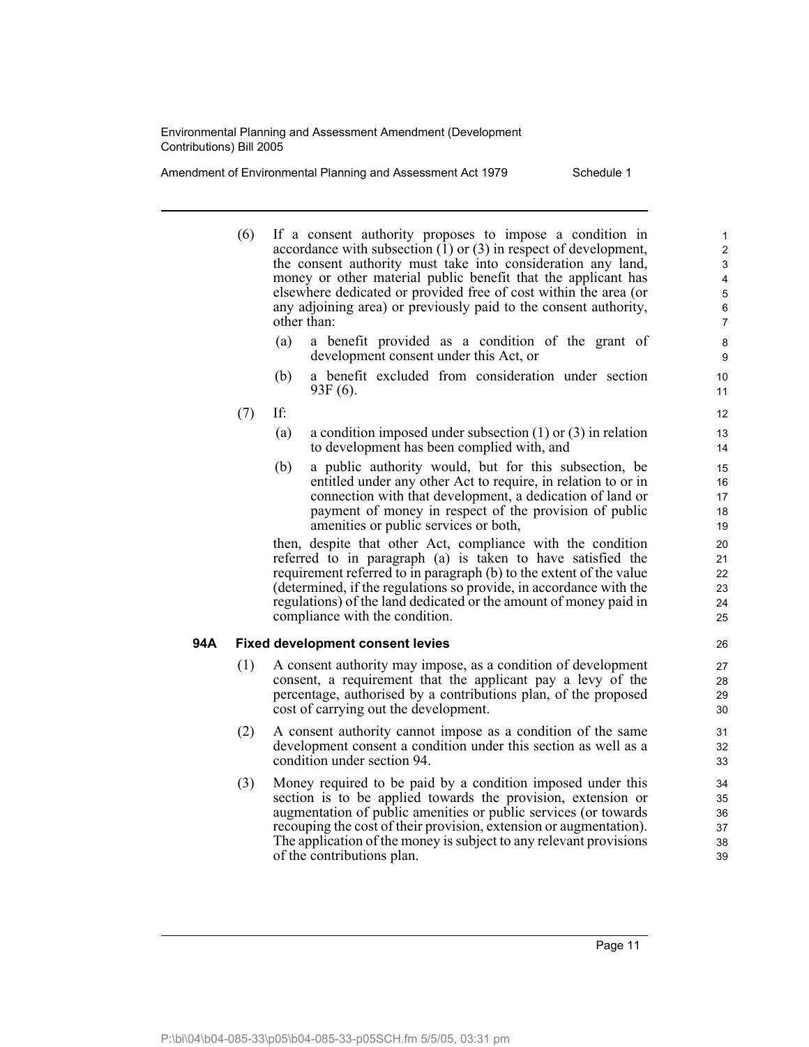(6) If a consent authority proposes to impose a condition in accordance with subsection (1) or (3) in respect of development, the consent authority must take into consideration any land, money or other material public benefit that the applicant has elsewhere dedicated or provided free of cost within the area (or any adjoining area) or previously paid to the consent authority, other than:

(a) a benefit provided as a condition of the grant of development consent under this Act, or

(b) a benefit excluded from consideration under section 93F (6).

(7) If:

(a) a condition imposed under subsection (1) or (3) in relation to development has been complied with, and

(b) a public authority would, but for this subsection, be entitled under any other Act to require, in relation to or in connection with that development, a dedication of land or payment of money in respect of the provision of public amenities or public services or both,

then, despite that other Act, compliance with the condition referred to in paragraph (a) is taken to have satisfied the requirement referred to in paragraph (b) to the extent of the value (determined, if the regulations so provide, in accordance with the regulations) of the land dedicated or the amount of money paid in compliance with the condition.

### 94A Fixed development consent levies

(1) A consent authority may impose, as a condition of development consent, a requirement that the applicant pay a levy of the percentage, authorised by a contributions plan, of the proposed cost of carrying out the development.

(2) A consent authority cannot impose as a condition of the same development consent a condition under this section as well as a condition under section 94.

(3) Money required to be paid by a condition imposed under this section is to be applied towards the provision, extension or augmentation of public amenities or public services (or towards recouping the cost of their provision, extension or augmentation). The application of the money is subject to any relevant provisions of the contributions plan.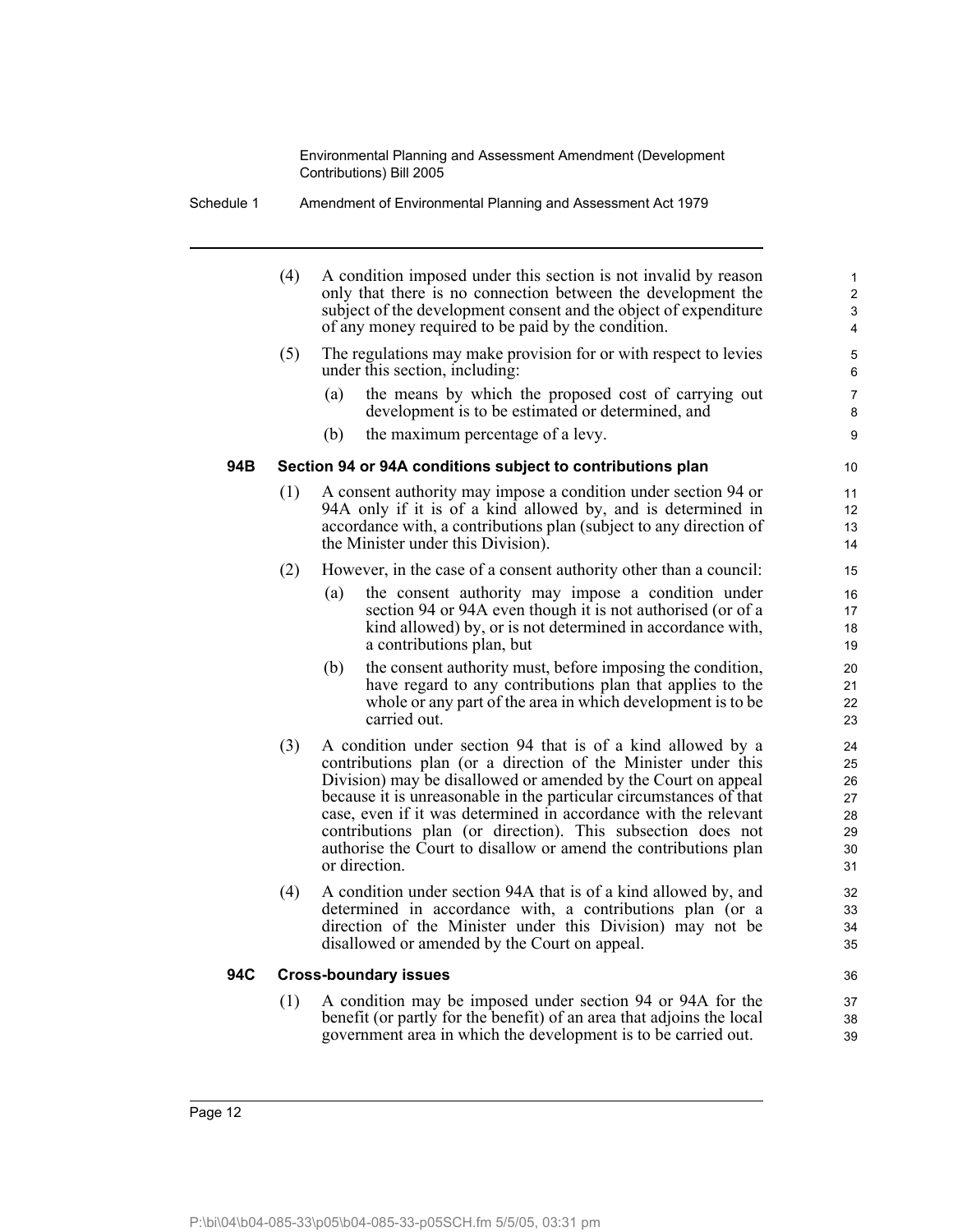(4) A condition imposed under this section is not invalid by reason only that there is no connection between the development the subject of the development consent and the object of expenditure of any money required to be paid by the condition.

(5) The regulations may make provision for or with respect to levies under this section, including:

(a) the means by which the proposed cost of carrying out development is to be estimated or determined, and

(b) the maximum percentage of a levy.

**94B Section 94 or 94A conditions subject to contributions plan**

(1) A consent authority may impose a condition under section 94 or 94A only if it is of a kind allowed by, and is determined in accordance with, a contributions plan (subject to any direction of the Minister under this Division).

(2) However, in the case of a consent authority other than a council:

(a) the consent authority may impose a condition under section 94 or 94A even though it is not authorised (or of a kind allowed) by, or is not determined in accordance with, a contributions plan, but

(b) the consent authority must, before imposing the condition, have regard to any contributions plan that applies to the whole or any part of the area in which development is to be carried out.

(3) A condition under section 94 that is of a kind allowed by a contributions plan (or a direction of the Minister under this Division) may be disallowed or amended by the Court on appeal because it is unreasonable in the particular circumstances of that case, even if it was determined in accordance with the relevant contributions plan (or direction). This subsection does not authorise the Court to disallow or amend the contributions plan or direction.

(4) A condition under section 94A that is of a kind allowed by, and determined in accordance with, a contributions plan (or a direction of the Minister under this Division) may not be disallowed or amended by the Court on appeal.

**94C Cross-boundary issues**

(1) A condition may be imposed under section 94 or 94A for the benefit (or partly for the benefit) of an area that adjoins the local government area in which the development is to be carried out.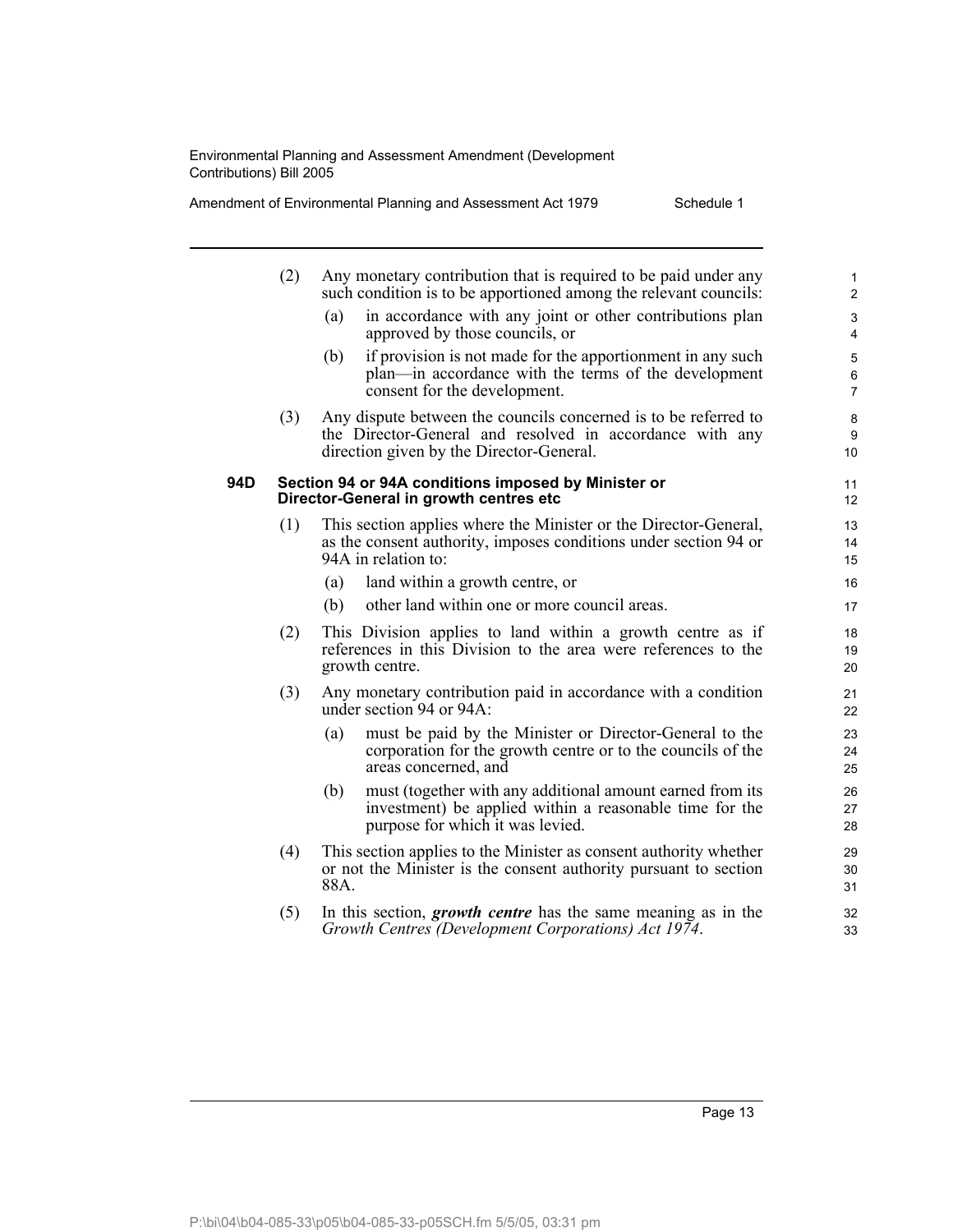(2) Any monetary contribution that is required to be paid under any such condition is to be apportioned among the relevant councils:

(a) in accordance with any joint or other contributions plan approved by those councils, or

(b) if provision is not made for the apportionment in any such plan—in accordance with the terms of the development consent for the development.

(3) Any dispute between the councils concerned is to be referred to the Director-General and resolved in accordance with any direction given by the Director-General.

**94D Section 94 or 94A conditions imposed by Minister or Director-General in growth centres etc**

(1) This section applies where the Minister or the Director-General, as the consent authority, imposes conditions under section 94 or 94A in relation to:

(a) land within a growth centre, or

(b) other land within one or more council areas.

(2) This Division applies to land within a growth centre as if references in this Division to the area were references to the growth centre.

(3) Any monetary contribution paid in accordance with a condition under section 94 or 94A:

(a) must be paid by the Minister or Director-General to the corporation for the growth centre or to the councils of the areas concerned, and

(b) must (together with any additional amount earned from its investment) be applied within a reasonable time for the purpose for which it was levied.

(4) This section applies to the Minister as consent authority whether or not the Minister is the consent authority pursuant to section 88A.

(5) In this section, ***growth centre*** has the same meaning as in the *Growth Centres (Development Corporations) Act 1974*.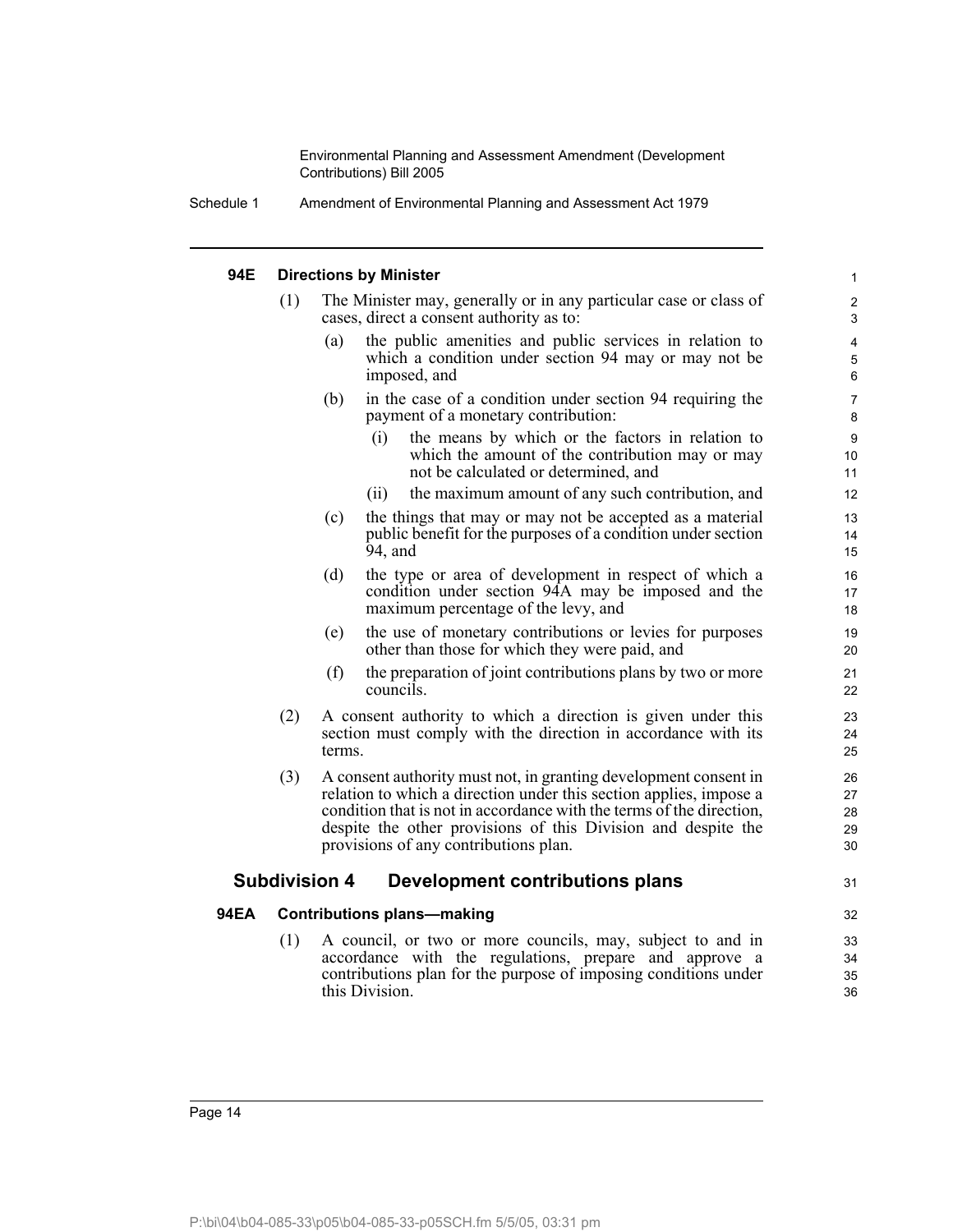#### 94E Directions by Minister

(1) The Minister may, generally or in any particular case or class of cases, direct a consent authority as to:

(a) the public amenities and public services in relation to which a condition under section 94 may or may not be imposed, and

(b) in the case of a condition under section 94 requiring the payment of a monetary contribution:

(i) the means by which or the factors in relation to which the amount of the contribution may or may not be calculated or determined, and

(ii) the maximum amount of any such contribution, and

(c) the things that may or may not be accepted as a material public benefit for the purposes of a condition under section 94, and

(d) the type or area of development in respect of which a condition under section 94A may be imposed and the maximum percentage of the levy, and

(e) the use of monetary contributions or levies for purposes other than those for which they were paid, and

(f) the preparation of joint contributions plans by two or more councils.

(2) A consent authority to which a direction is given under this section must comply with the direction in accordance with its terms.

(3) A consent authority must not, in granting development consent in relation to which a direction under this section applies, impose a condition that is not in accordance with the terms of the direction, despite the other provisions of this Division and despite the provisions of any contributions plan.

### Subdivision 4 Development contributions plans

#### 94EA Contributions plans—making

(1) A council, or two or more councils, may, subject to and in accordance with the regulations, prepare and approve a contributions plan for the purpose of imposing conditions under this Division.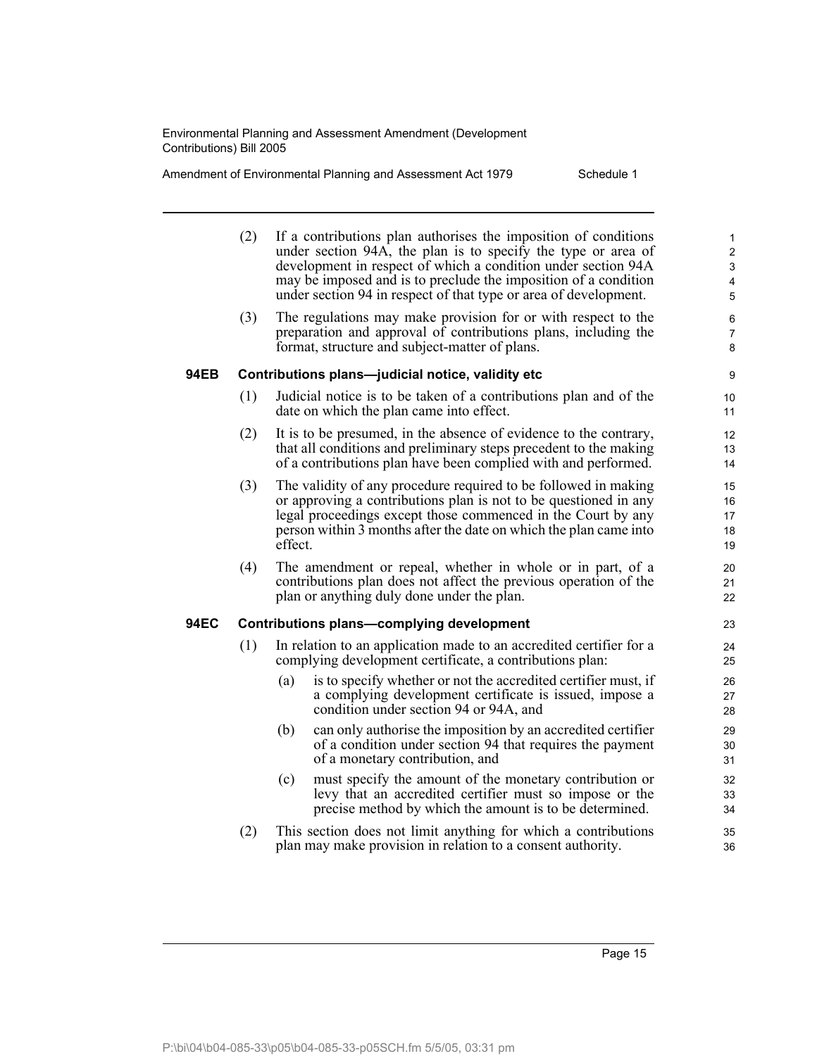(2) If a contributions plan authorises the imposition of conditions under section 94A, the plan is to specify the type or area of development in respect of which a condition under section 94A may be imposed and is to preclude the imposition of a condition under section 94 in respect of that type or area of development.

(3) The regulations may make provision for or with respect to the preparation and approval of contributions plans, including the format, structure and subject-matter of plans.

**94EB Contributions plans—judicial notice, validity etc**

(1) Judicial notice is to be taken of a contributions plan and of the date on which the plan came into effect.

(2) It is to be presumed, in the absence of evidence to the contrary, that all conditions and preliminary steps precedent to the making of a contributions plan have been complied with and performed.

(3) The validity of any procedure required to be followed in making or approving a contributions plan is not to be questioned in any legal proceedings except those commenced in the Court by any person within 3 months after the date on which the plan came into effect.

(4) The amendment or repeal, whether in whole or in part, of a contributions plan does not affect the previous operation of the plan or anything duly done under the plan.

**94EC Contributions plans—complying development**

(1) In relation to an application made to an accredited certifier for a complying development certificate, a contributions plan:

- (a) is to specify whether or not the accredited certifier must, if a complying development certificate is issued, impose a condition under section 94 or 94A, and
- (b) can only authorise the imposition by an accredited certifier of a condition under section 94 that requires the payment of a monetary contribution, and
- (c) must specify the amount of the monetary contribution or levy that an accredited certifier must so impose or the precise method by which the amount is to be determined.

(2) This section does not limit anything for which a contributions plan may make provision in relation to a consent authority.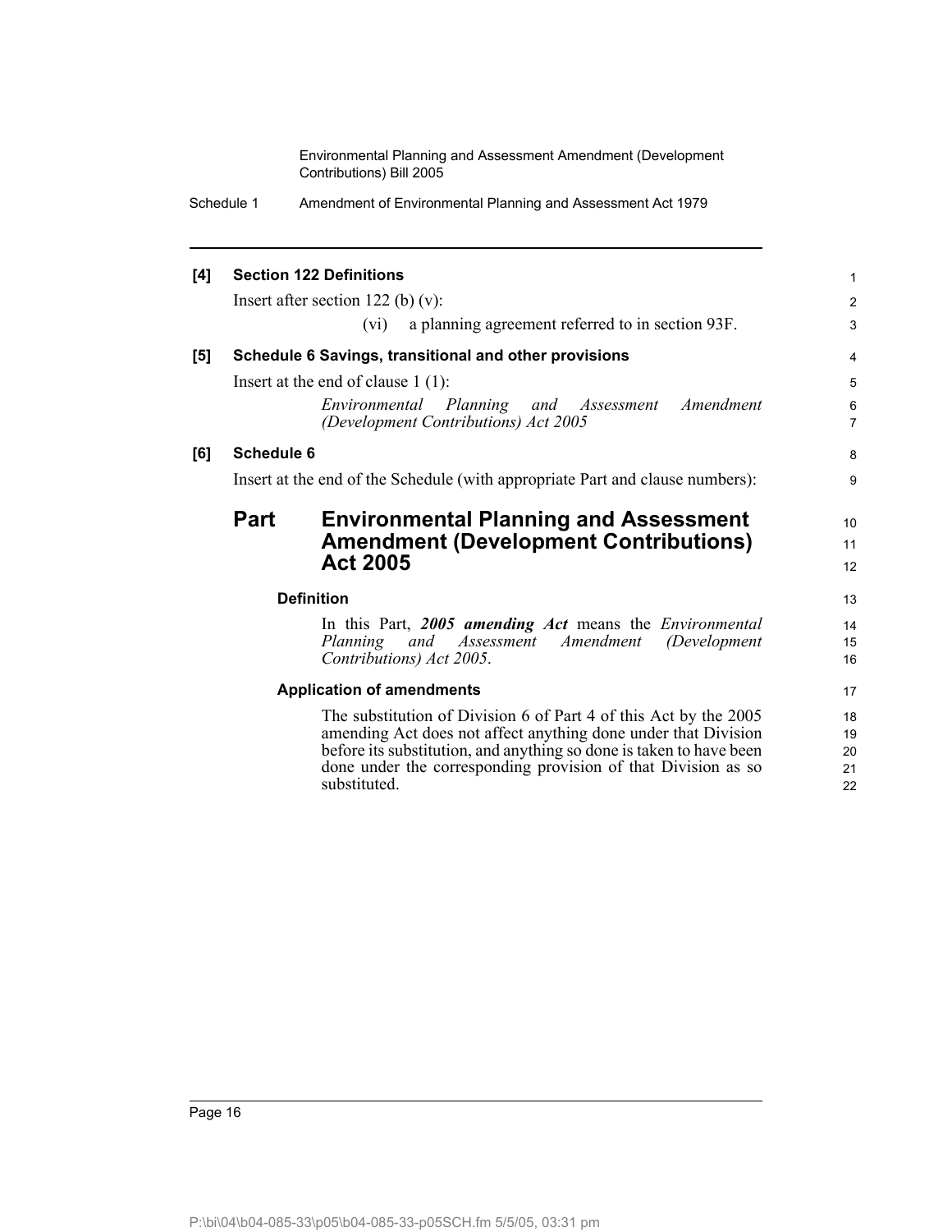**[4] Section 122 Definitions**

Insert after section 122 (b) (v):

(vi) a planning agreement referred to in section 93F.

**[5] Schedule 6 Savings, transitional and other provisions**

Insert at the end of clause 1 (1):

*Environmental Planning and Assessment Amendment (Development Contributions) Act 2005*

**[6] Schedule 6**

Insert at the end of the Schedule (with appropriate Part and clause numbers):

## Part Environmental Planning and Assessment Amendment (Development Contributions) Act 2005

### Definition

In this Part, ***2005 amending Act*** means the *Environmental Planning and Assessment Amendment (Development Contributions) Act 2005*.

### Application of amendments

The substitution of Division 6 of Part 4 of this Act by the 2005 amending Act does not affect anything done under that Division before its substitution, and anything so done is taken to have been done under the corresponding provision of that Division as so substituted.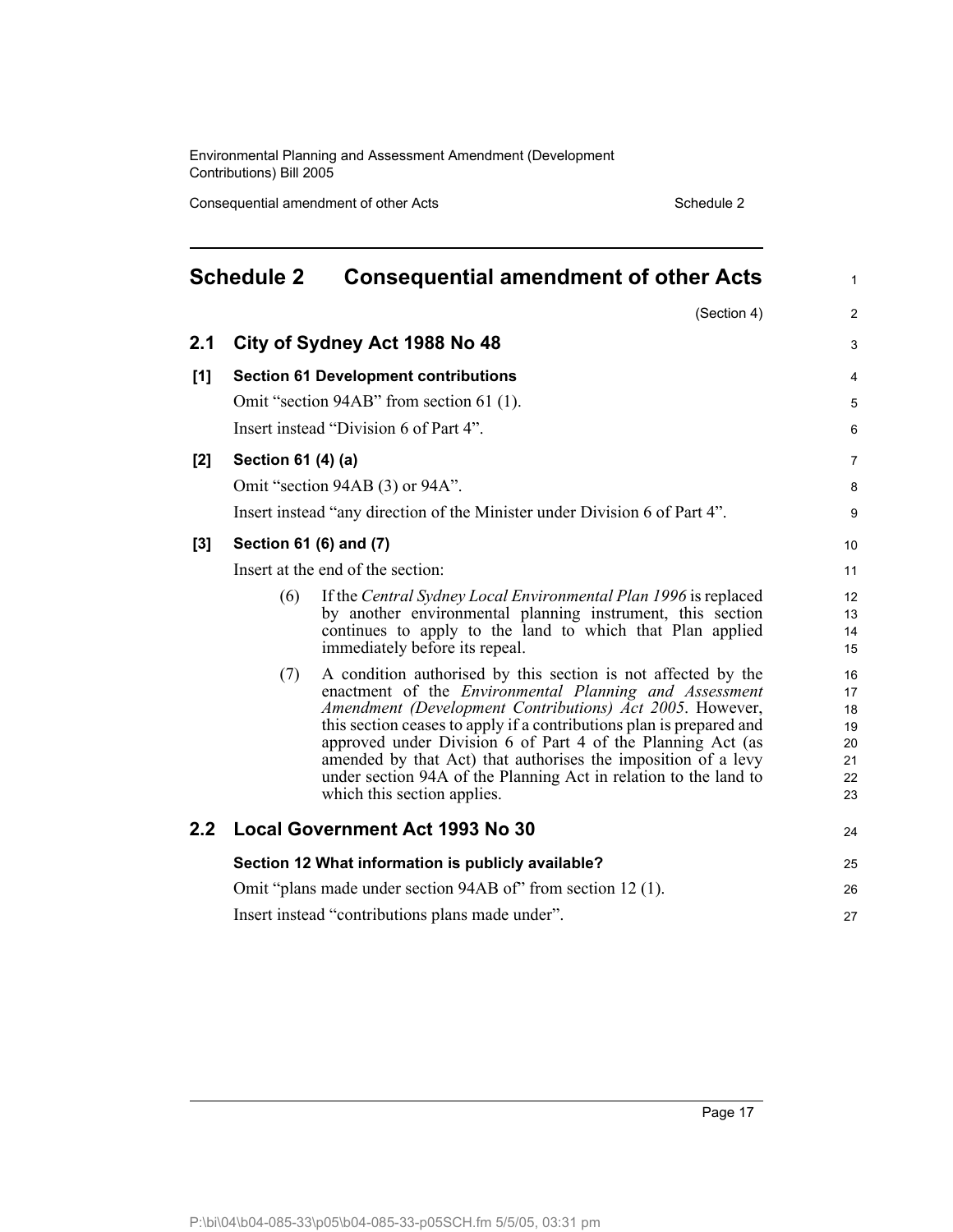# Schedule 2 Consequential amendment of other Acts

(Section 4)

## 2.1 City of Sydney Act 1988 No 48

### [1] Section 61 Development contributions

Omit "section 94AB" from section 61 (1).

Insert instead "Division 6 of Part 4".

### [2] Section 61 (4) (a)

Omit "section 94AB (3) or 94A".

Insert instead "any direction of the Minister under Division 6 of Part 4".

### [3] Section 61 (6) and (7)

Insert at the end of the section:

(6) If the *Central Sydney Local Environmental Plan 1996* is replaced by another environmental planning instrument, this section continues to apply to the land to which that Plan applied immediately before its repeal.

(7) A condition authorised by this section is not affected by the enactment of the *Environmental Planning and Assessment Amendment (Development Contributions) Act 2005*. However, this section ceases to apply if a contributions plan is prepared and approved under Division 6 of Part 4 of the Planning Act (as amended by that Act) that authorises the imposition of a levy under section 94A of the Planning Act in relation to the land to which this section applies.

## 2.2 Local Government Act 1993 No 30

### Section 12 What information is publicly available?

Omit "plans made under section 94AB of" from section 12 (1).

Insert instead "contributions plans made under".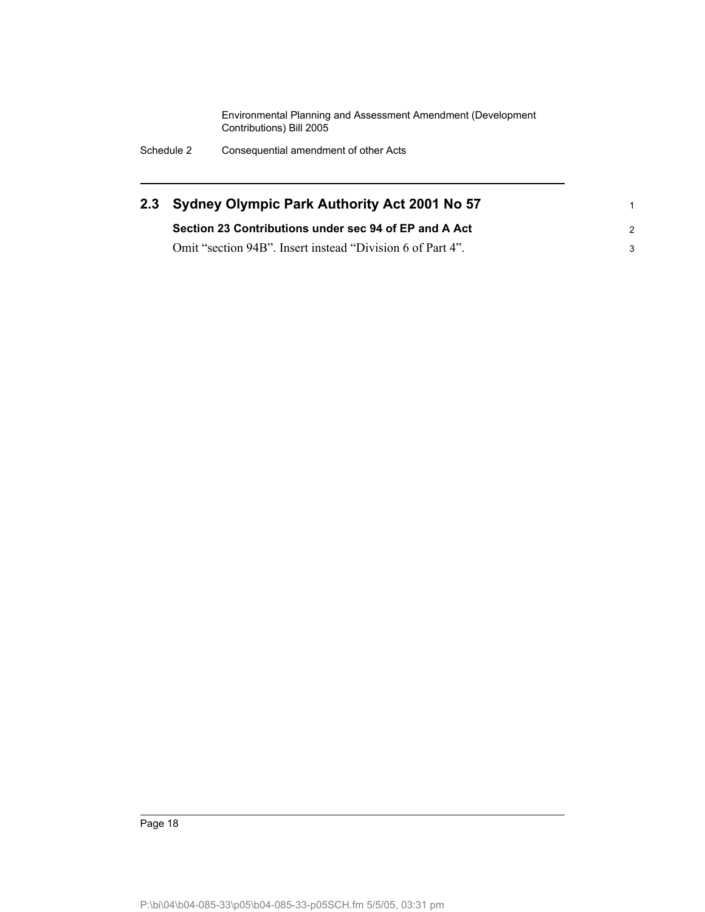## 2.3 Sydney Olympic Park Authority Act 2001 No 57

**Section 23 Contributions under sec 94 of EP and A Act**

Omit "section 94B". Insert instead "Division 6 of Part 4".